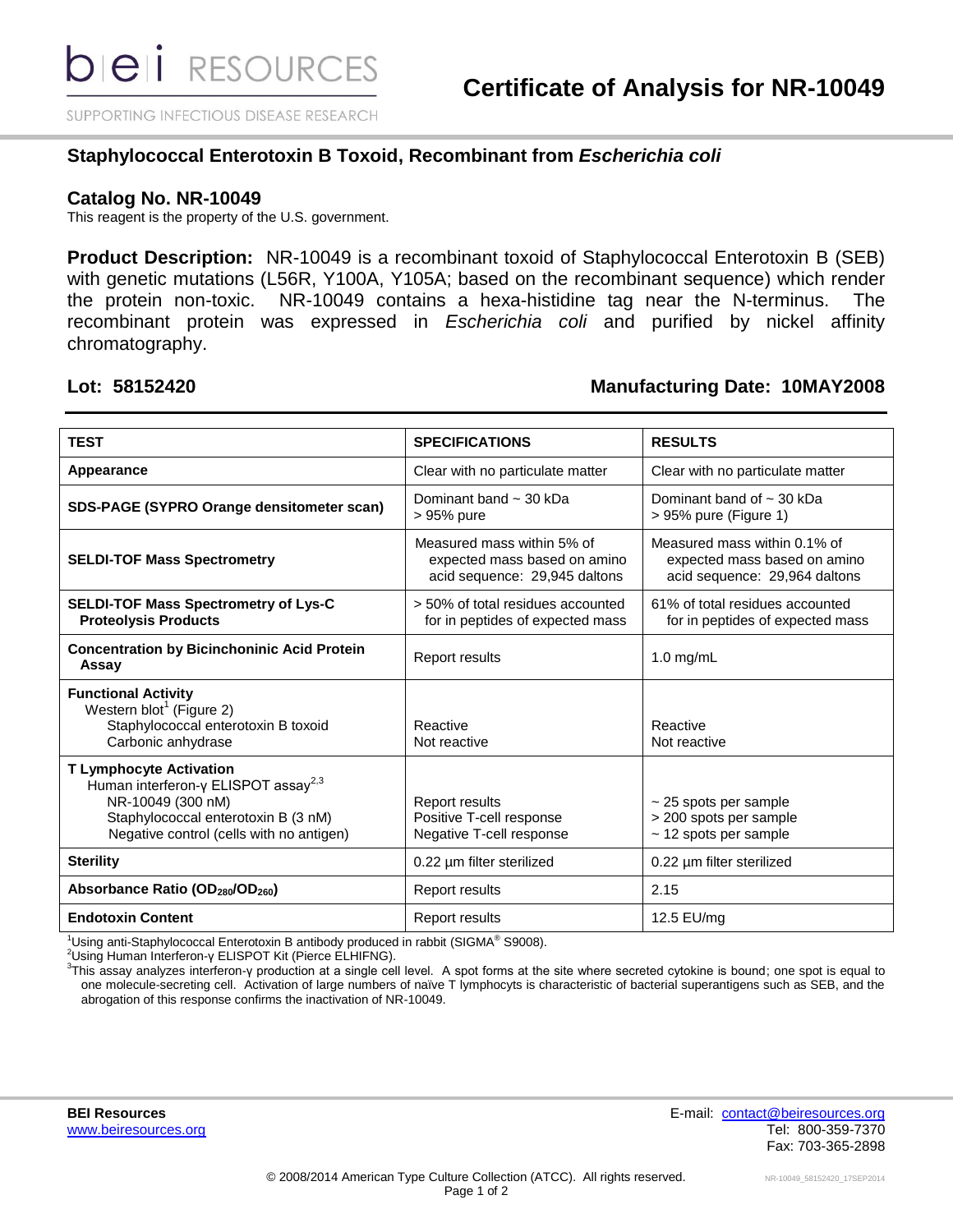# Certificate of Analysis for NR-10049

SUPPORTING INFECTIOUS DISEASE RESEARCH

## Staphylococcal Enterotoxin B Toxoid, Recombinant from *Escherichia coli*

### Catalog No. NR-10049

This reagent is the property of the U.S. government.

**Product Description:** NR-10049 is a recombinant toxoid of Staphylococcal Enterotoxin B (SEB) with genetic mutations (L56R, Y100A, Y105A; based on the recombinant sequence) which render the protein non-toxic. NR-10049 contains a hexa-histidine tag near the N-terminus. The recombinant protein was expressed in *Escherichia coli* and purified by nickel affinity chromatography.

**Lot: 58152420** | **Manufacturing Date: 10MAY2008**

| TEST | SPECIFICATIONS | RESULTS |
|---|---|---|
| **Appearance** | Clear with no particulate matter | Clear with no particulate matter |
| **SDS-PAGE (SYPRO Orange densitometer scan)** | Dominant band ~ 30 kDa<br>> 95% pure | Dominant band of ~ 30 kDa<br>> 95% pure (Figure 1) |
| **SELDI-TOF Mass Spectrometry** | Measured mass within 5% of expected mass based on amino acid sequence: 29,945 daltons | Measured mass within 0.1% of expected mass based on amino acid sequence: 29,964 daltons |
| **SELDI-TOF Mass Spectrometry of Lys-C Proteolysis Products** | > 50% of total residues accounted for in peptides of expected mass | 61% of total residues accounted for in peptides of expected mass |
| **Concentration by Bicinchoninic Acid Protein Assay** | Report results | 1.0 mg/mL |
| **Functional Activity**<br>Western blot[1] (Figure 2)<br>Staphylococcal enterotoxin B toxoid<br>Carbonic anhydrase | <br><br>Reactive<br>Not reactive | <br><br>Reactive<br>Not reactive |
| **T Lymphocyte Activation**<br>Human interferon-γ ELISPOT assay[2,3]<br>NR-10049 (300 nM)<br>Staphylococcal enterotoxin B (3 nM)<br>Negative control (cells with no antigen) | <br><br>Report results<br>Positive T-cell response<br>Negative T-cell response | <br><br>~ 25 spots per sample<br>> 200 spots per sample<br>~ 12 spots per sample |
| **Sterility** | 0.22 µm filter sterilized | 0.22 µm filter sterilized |
| **Absorbance Ratio ($OD_{280}/OD_{260}$)** | Report results | 2.15 |
| **Endotoxin Content** | Report results | 12.5 EU/mg |

[1] Using anti-Staphylococcal Enterotoxin B antibody produced in rabbit (SIGMA® S9008).
[2] Using Human Interferon-γ ELISPOT Kit (Pierce ELHIFNG).
[3] This assay analyzes interferon-γ production at a single cell level. A spot forms at the site where secreted cytokine is bound; one spot is equal to one molecule-secreting cell. Activation of large numbers of naïve T lymphocyts is characteristic of bacterial superantigens such as SEB, and the abrogation of this response confirms the inactivation of NR-10049.

**BEI Resources**
www.beiresources.org

E-mail: contact@beiresources.org
Tel: 800-359-7370
Fax: 703-365-2898

© 2008/2014 American Type Culture Collection (ATCC). All rights reserved.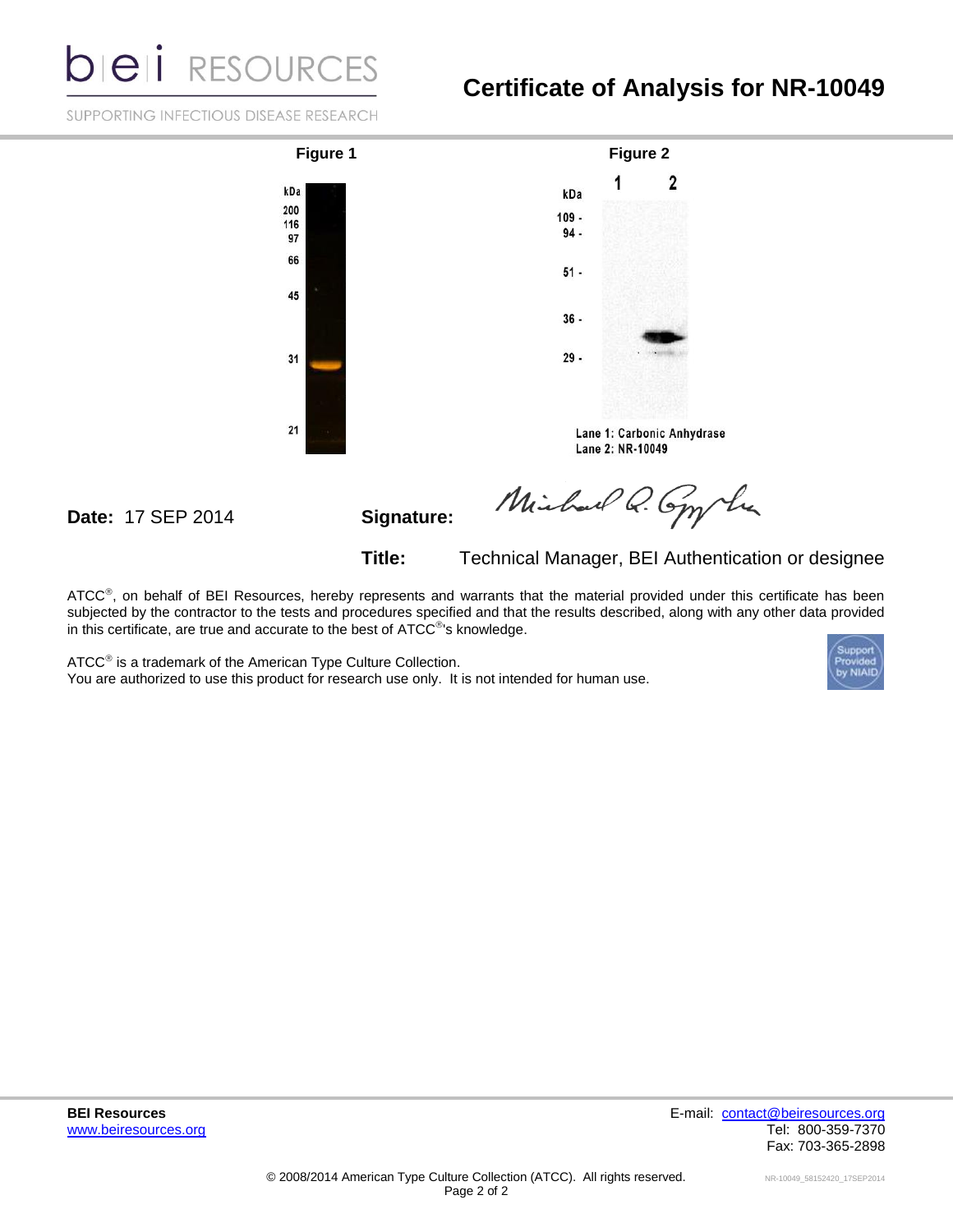Figure 1

kDa
200
116
97
66
45
31
21

Figure 2

1 2

kDa
109 -
94 -
51 -
36 -
29 -

Lane 1: Carbonic Anhydrase
Lane 2: NR-10049

**Date:** 17 SEP 2014

**Signature:**

**Title:** Technical Manager, BEI Authentication or designee

ATCC®, on behalf of BEI Resources, hereby represents and warrants that the material provided under this certificate has been subjected by the contractor to the tests and procedures specified and that the results described, along with any other data provided in this certificate, are true and accurate to the best of ATCC®'s knowledge.

ATCC® is a trademark of the American Type Culture Collection.
You are authorized to use this product for research use only. It is not intended for human use.

**BEI Resources**
www.beiresources.org

E-mail: contact@beiresources.org
Tel: 800-359-7370
Fax: 703-365-2898

© 2008/2014 American Type Culture Collection (ATCC). All rights reserved.

NR-10049_58152420_17SEP2014